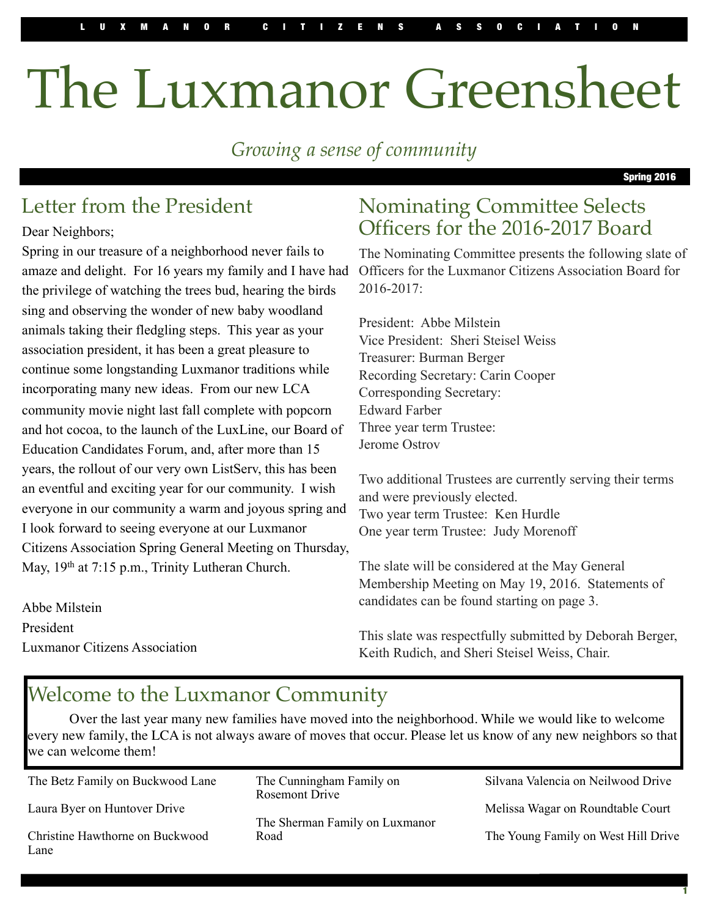LUXMANOR CITIZENS ASSOCIATION

# The Luxmanor Greensheet

*Growing a sense of community*

**Spring 2016**

## Letter from the President

Dear Neighbors;

Spring in our treasure of a neighborhood never fails to amaze and delight. For 16 years my family and I have had the privilege of watching the trees bud, hearing the birds sing and observing the wonder of new baby woodland animals taking their fledgling steps. This year as your association president, it has been a great pleasure to continue some longstanding Luxmanor traditions while incorporating many new ideas. From our new LCA community movie night last fall complete with popcorn and hot cocoa, to the launch of the LuxLine, our Board of Education Candidates Forum, and, after more than 15 years, the rollout of our very own ListServ, this has been an eventful and exciting year for our community. I wish everyone in our community a warm and joyous spring and I look forward to seeing everyone at our Luxmanor Citizens Association Spring General Meeting on Thursday, May, 19th at 7:15 p.m., Trinity Lutheran Church.

Abbe Milstein
President
Luxmanor Citizens Association

## Nominating Committee Selects Officers for the 2016-2017 Board

The Nominating Committee presents the following slate of Officers for the Luxmanor Citizens Association Board for 2016-2017:

President: Abbe Milstein
Vice President: Sheri Steisel Weiss
Treasurer: Burman Berger
Recording Secretary: Carin Cooper
Corresponding Secretary:
Edward Farber
Three year term Trustee:
Jerome Ostrov

Two additional Trustees are currently serving their terms and were previously elected.
Two year term Trustee: Ken Hurdle
One year term Trustee: Judy Morenoff

The slate will be considered at the May General Membership Meeting on May 19, 2016. Statements of candidates can be found starting on page 3.

This slate was respectfully submitted by Deborah Berger, Keith Rudich, and Sheri Steisel Weiss, Chair.

## Welcome to the Luxmanor Community

Over the last year many new families have moved into the neighborhood. While we would like to welcome every new family, the LCA is not always aware of moves that occur. Please let us know of any new neighbors so that we can welcome them!

The Betz Family on Buckwood Lane

Laura Byer on Huntover Drive

Christine Hawthorne on Buckwood Lane

The Cunningham Family on Rosemont Drive

The Sherman Family on Luxmanor Road

Silvana Valencia on Neilwood Drive

Melissa Wagar on Roundtable Court

The Young Family on West Hill Drive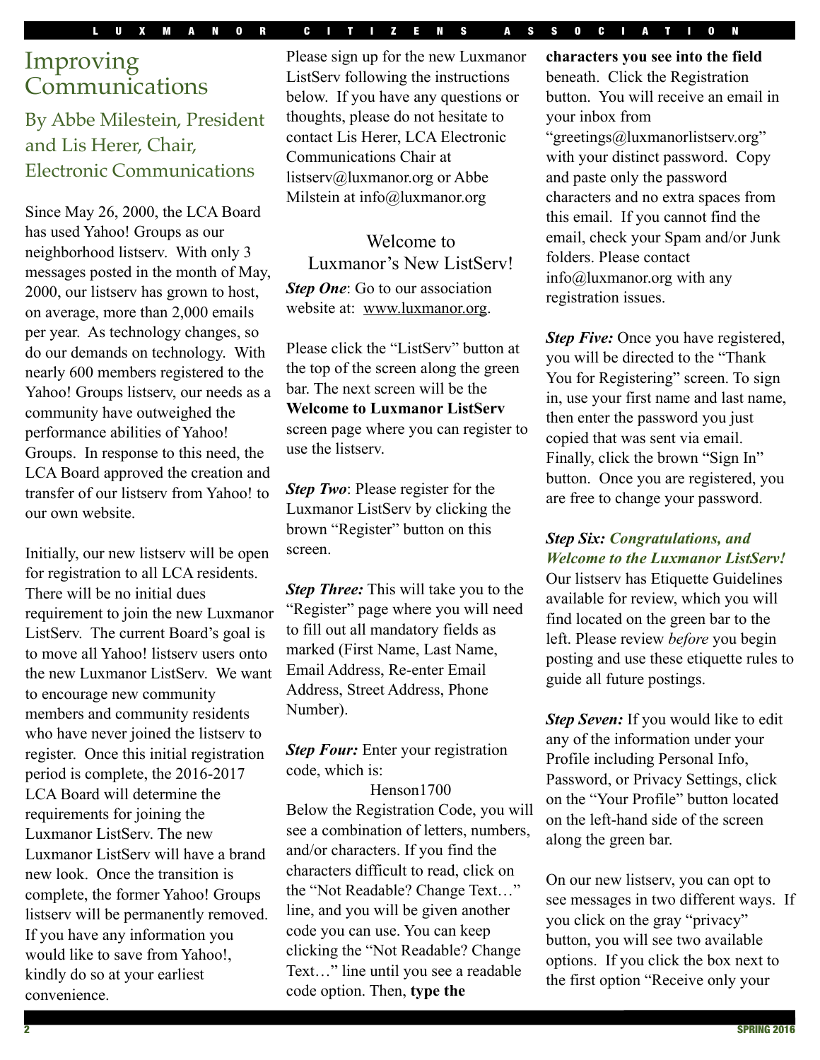# Improving Communications

## By Abbe Milestein, President and Lis Herer, Chair, Electronic Communications

Since May 26, 2000, the LCA Board has used Yahoo! Groups as our neighborhood listserv. With only 3 messages posted in the month of May, 2000, our listserv has grown to host, on average, more than 2,000 emails per year. As technology changes, so do our demands on technology. With nearly 600 members registered to the Yahoo! Groups listserv, our needs as a community have outweighed the performance abilities of Yahoo! Groups. In response to this need, the LCA Board approved the creation and transfer of our listserv from Yahoo! to our own website.

Initially, our new listserv will be open for registration to all LCA residents. There will be no initial dues requirement to join the new Luxmanor ListServ. The current Board's goal is to move all Yahoo! listserv users onto the new Luxmanor ListServ. We want to encourage new community members and community residents who have never joined the listserv to register. Once this initial registration period is complete, the 2016-2017 LCA Board will determine the requirements for joining the Luxmanor ListServ. The new Luxmanor ListServ will have a brand new look. Once the transition is complete, the former Yahoo! Groups listserv will be permanently removed. If you have any information you would like to save from Yahoo!, kindly do so at your earliest convenience.

Please sign up for the new Luxmanor ListServ following the instructions below. If you have any questions or thoughts, please do not hesitate to contact Lis Herer, LCA Electronic Communications Chair at listserv@luxmanor.org or Abbe Milstein at info@luxmanor.org

### Welcome to Luxmanor's New ListServ!

***Step One***: Go to our association website at: www.luxmanor.org.

Please click the "ListServ" button at the top of the screen along the green bar. The next screen will be the **Welcome to Luxmanor ListServ** screen page where you can register to use the listserv.

***Step Two***: Please register for the Luxmanor ListServ by clicking the brown "Register" button on this screen.

***Step Three:*** This will take you to the "Register" page where you will need to fill out all mandatory fields as marked (First Name, Last Name, Email Address, Re-enter Email Address, Street Address, Phone Number).

***Step Four:*** Enter your registration code, which is:

Henson1700

Below the Registration Code, you will see a combination of letters, numbers, and/or characters. If you find the characters difficult to read, click on the "Not Readable? Change Text…" line, and you will be given another code you can use. You can keep clicking the "Not Readable? Change Text…" line until you see a readable code option. Then, **type the characters you see into the field** beneath. Click the Registration button. You will receive an email in your inbox from "greetings@luxmanorlistserv.org" with your distinct password. Copy and paste only the password characters and no extra spaces from this email. If you cannot find the email, check your Spam and/or Junk folders. Please contact info@luxmanor.org with any registration issues.

***Step Five:*** Once you have registered, you will be directed to the "Thank You for Registering" screen. To sign in, use your first name and last name, then enter the password you just copied that was sent via email. Finally, click the brown "Sign In" button. Once you are registered, you are free to change your password.

***Step Six: Congratulations, and Welcome to the Luxmanor ListServ!*** Our listserv has Etiquette Guidelines available for review, which you will find located on the green bar to the left. Please review *before* you begin posting and use these etiquette rules to guide all future postings.

***Step Seven:*** If you would like to edit any of the information under your Profile including Personal Info, Password, or Privacy Settings, click on the "Your Profile" button located on the left-hand side of the screen along the green bar.

On our new listserv, you can opt to see messages in two different ways. If you click on the gray "privacy" button, you will see two available options. If you click the box next to the first option "Receive only your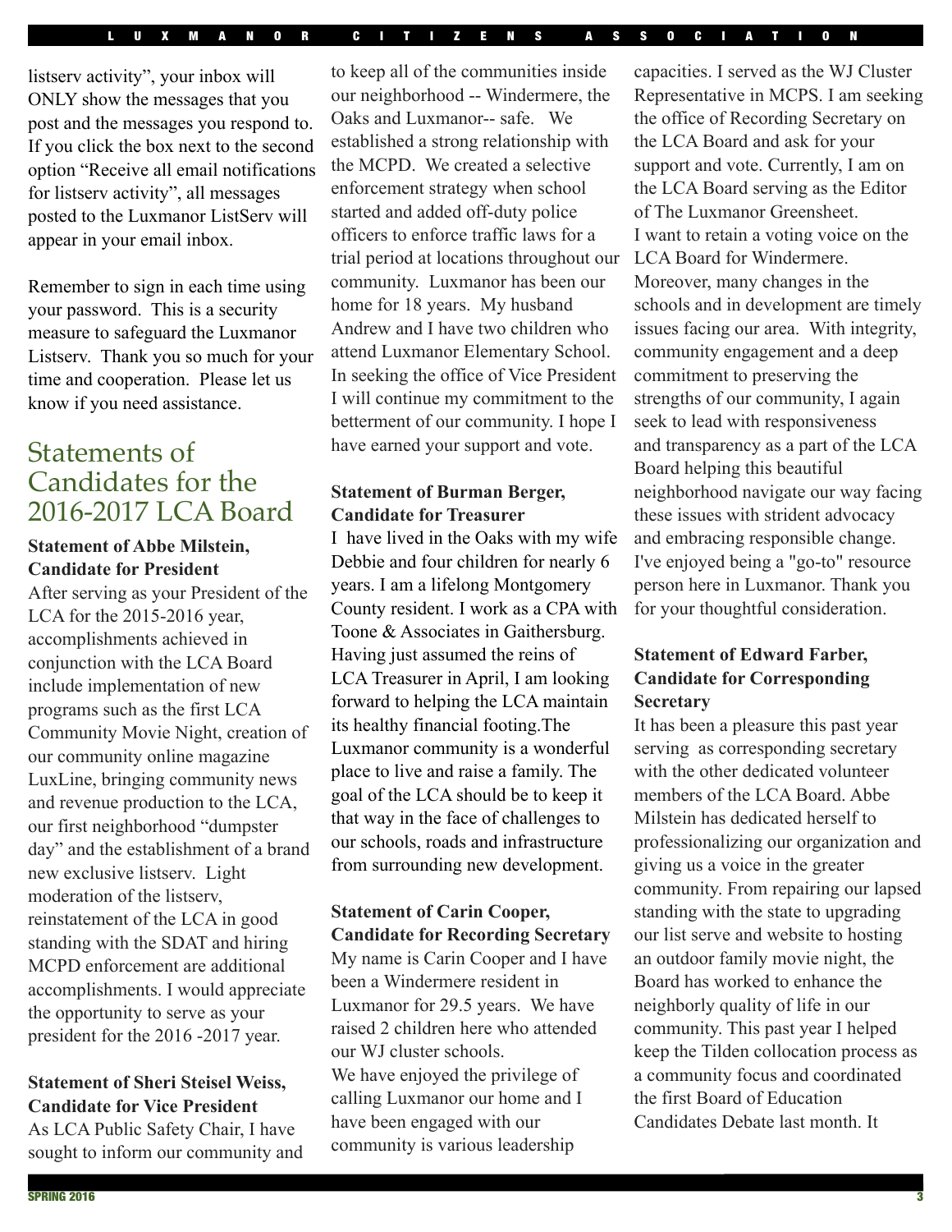listserv activity", your inbox will ONLY show the messages that you post and the messages you respond to. If you click the box next to the second option "Receive all email notifications for listserv activity", all messages posted to the Luxmanor ListServ will appear in your email inbox.

Remember to sign in each time using your password. This is a security measure to safeguard the Luxmanor Listserv. Thank you so much for your time and cooperation. Please let us know if you need assistance.

## Statements of Candidates for the 2016-2017 LCA Board

**Statement of Abbe Milstein, Candidate for President**

After serving as your President of the LCA for the 2015-2016 year, accomplishments achieved in conjunction with the LCA Board include implementation of new programs such as the first LCA Community Movie Night, creation of our community online magazine LuxLine, bringing community news and revenue production to the LCA, our first neighborhood "dumpster day" and the establishment of a brand new exclusive listserv. Light moderation of the listserv, reinstatement of the LCA in good standing with the SDAT and hiring MCPD enforcement are additional accomplishments. I would appreciate the opportunity to serve as your president for the 2016 -2017 year.

**Statement of Sheri Steisel Weiss, Candidate for Vice President**

As LCA Public Safety Chair, I have sought to inform our community and to keep all of the communities inside our neighborhood -- Windermere, the Oaks and Luxmanor-- safe. We established a strong relationship with the MCPD. We created a selective enforcement strategy when school started and added off-duty police officers to enforce traffic laws for a trial period at locations throughout our community. Luxmanor has been our home for 18 years. My husband Andrew and I have two children who attend Luxmanor Elementary School. In seeking the office of Vice President I will continue my commitment to the betterment of our community. I hope I have earned your support and vote.

**Statement of Burman Berger, Candidate for Treasurer**

I have lived in the Oaks with my wife Debbie and four children for nearly 6 years. I am a lifelong Montgomery County resident. I work as a CPA with Toone & Associates in Gaithersburg. Having just assumed the reins of LCA Treasurer in April, I am looking forward to helping the LCA maintain its healthy financial footing.The Luxmanor community is a wonderful place to live and raise a family. The goal of the LCA should be to keep it that way in the face of challenges to our schools, roads and infrastructure from surrounding new development.

**Statement of Carin Cooper, Candidate for Recording Secretary**

My name is Carin Cooper and I have been a Windermere resident in Luxmanor for 29.5 years. We have raised 2 children here who attended our WJ cluster schools.
We have enjoyed the privilege of calling Luxmanor our home and I have been engaged with our community is various leadership capacities. I served as the WJ Cluster Representative in MCPS. I am seeking the office of Recording Secretary on the LCA Board and ask for your support and vote. Currently, I am on the LCA Board serving as the Editor of The Luxmanor Greensheet.
I want to retain a voting voice on the LCA Board for Windermere. Moreover, many changes in the schools and in development are timely issues facing our area. With integrity, community engagement and a deep commitment to preserving the strengths of our community, I again seek to lead with responsiveness and transparency as a part of the LCA Board helping this beautiful neighborhood navigate our way facing these issues with strident advocacy and embracing responsible change. I've enjoyed being a "go-to" resource person here in Luxmanor. Thank you for your thoughtful consideration.

**Statement of Edward Farber, Candidate for Corresponding Secretary**

It has been a pleasure this past year serving as corresponding secretary with the other dedicated volunteer members of the LCA Board. Abbe Milstein has dedicated herself to professionalizing our organization and giving us a voice in the greater community. From repairing our lapsed standing with the state to upgrading our list serve and website to hosting an outdoor family movie night, the Board has worked to enhance the neighborly quality of life in our community. This past year I helped keep the Tilden collocation process as a community focus and coordinated the first Board of Education Candidates Debate last month. It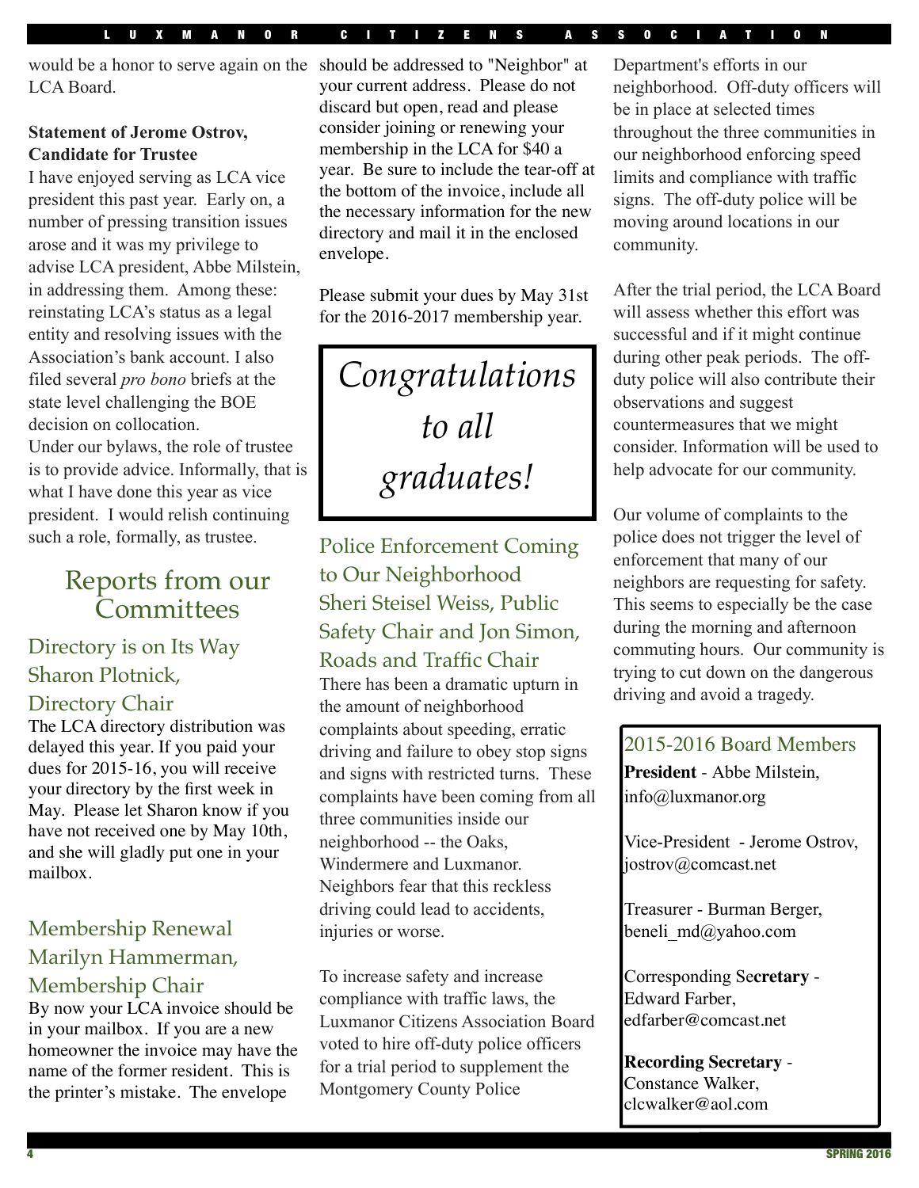would be a honor to serve again on the LCA Board.

**Statement of Jerome Ostrov, Candidate for Trustee**

I have enjoyed serving as LCA vice president this past year. Early on, a number of pressing transition issues arose and it was my privilege to advise LCA president, Abbe Milstein, in addressing them. Among these: reinstating LCA's status as a legal entity and resolving issues with the Association's bank account. I also filed several *pro bono* briefs at the state level challenging the BOE decision on collocation.

Under our bylaws, the role of trustee is to provide advice. Informally, that is what I have done this year as vice president. I would relish continuing such a role, formally, as trustee.

# Reports from our Committees

## Directory is on Its Way
### Sharon Plotnick, Directory Chair

The LCA directory distribution was delayed this year. If you paid your dues for 2015-16, you will receive your directory by the first week in May. Please let Sharon know if you have not received one by May 10th, and she will gladly put one in your mailbox.

## Membership Renewal
### Marilyn Hammerman, Membership Chair

By now your LCA invoice should be in your mailbox. If you are a new homeowner the invoice may have the name of the former resident. This is the printer's mistake. The envelope should be addressed to "Neighbor" at your current address. Please do not discard but open, read and please consider joining or renewing your membership in the LCA for $40 a year. Be sure to include the tear-off at the bottom of the invoice, include all the necessary information for the new directory and mail it in the enclosed envelope.

Please submit your dues by May 31st for the 2016-2017 membership year.

*Congratulations to all graduates!*

## Police Enforcement Coming to Our Neighborhood
### Sheri Steisel Weiss, Public Safety Chair and Jon Simon, Roads and Traffic Chair

There has been a dramatic upturn in the amount of neighborhood complaints about speeding, erratic driving and failure to obey stop signs and signs with restricted turns. These complaints have been coming from all three communities inside our neighborhood -- the Oaks, Windermere and Luxmanor. Neighbors fear that this reckless driving could lead to accidents, injuries or worse.

To increase safety and increase compliance with traffic laws, the Luxmanor Citizens Association Board voted to hire off-duty police officers for a trial period to supplement the Montgomery County Police Department's efforts in our neighborhood. Off-duty officers will be in place at selected times throughout the three communities in our neighborhood enforcing speed limits and compliance with traffic signs. The off-duty police will be moving around locations in our community.

After the trial period, the LCA Board will assess whether this effort was successful and if it might continue during other peak periods. The off-duty police will also contribute their observations and suggest countermeasures that we might consider. Information will be used to help advocate for our community.

Our volume of complaints to the police does not trigger the level of enforcement that many of our neighbors are requesting for safety. This seems to especially be the case during the morning and afternoon commuting hours. Our community is trying to cut down on the dangerous driving and avoid a tragedy.

## 2015-2016 Board Members

**President** - Abbe Milstein, info@luxmanor.org

Vice-President - Jerome Ostrov, jostrov@comcast.net

Treasurer - Burman Berger, beneli_md@yahoo.com

Corresponding Se**cretary** - Edward Farber, edfarber@comcast.net

**Recording Secretary** - Constance Walker, clcwalker@aol.com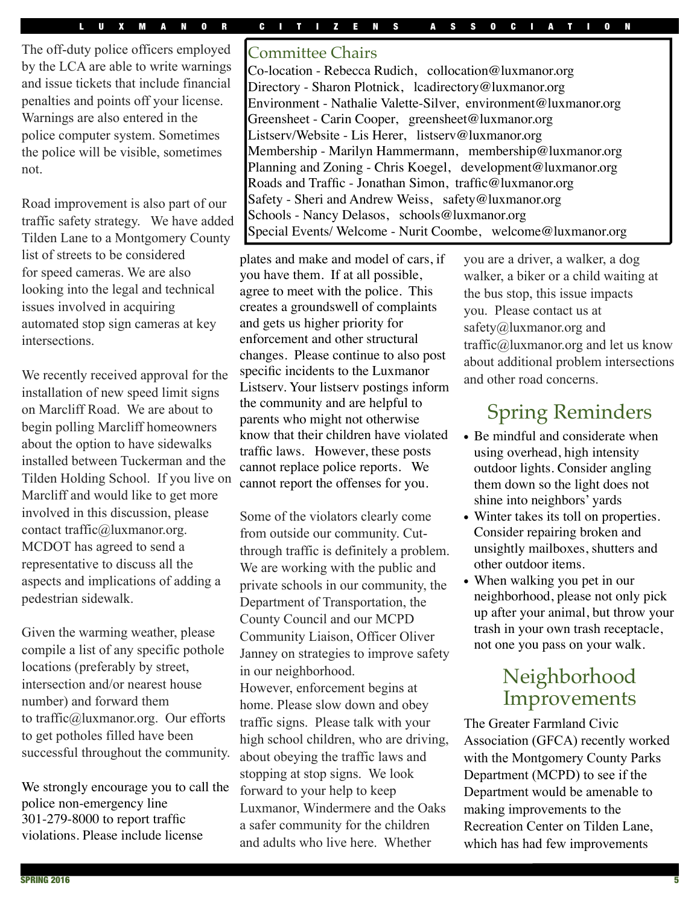The off-duty police officers employed by the LCA are able to write warnings and issue tickets that include financial penalties and points off your license. Warnings are also entered in the police computer system. Sometimes the police will be visible, sometimes not.

Road improvement is also part of our traffic safety strategy. We have added Tilden Lane to a Montgomery County list of streets to be considered for speed cameras. We are also looking into the legal and technical issues involved in acquiring automated stop sign cameras at key intersections.

We recently received approval for the installation of new speed limit signs on Marcliff Road. We are about to begin polling Marcliff homeowners about the option to have sidewalks installed between Tuckerman and the Tilden Holding School. If you live on Marcliff and would like to get more involved in this discussion, please contact traffic@luxmanor.org. MCDOT has agreed to send a representative to discuss all the aspects and implications of adding a pedestrian sidewalk.

Given the warming weather, please compile a list of any specific pothole locations (preferably by street, intersection and/or nearest house number) and forward them to traffic@luxmanor.org. Our efforts to get potholes filled have been successful throughout the community.

We strongly encourage you to call the police non-emergency line 301-279-8000 to report traffic violations. Please include license plates and make and model of cars, if you have them. If at all possible, agree to meet with the police. This creates a groundswell of complaints and gets us higher priority for enforcement and other structural changes. Please continue to also post specific incidents to the Luxmanor Listserv. Your listserv postings inform the community and are helpful to parents who might not otherwise know that their children have violated traffic laws. However, these posts cannot replace police reports. We cannot report the offenses for you.

Some of the violators clearly come from outside our community. Cut-through traffic is definitely a problem. We are working with the public and private schools in our community, the Department of Transportation, the County Council and our MCPD Community Liaison, Officer Oliver Janney on strategies to improve safety in our neighborhood.
However, enforcement begins at home. Please slow down and obey traffic signs. Please talk with your high school children, who are driving, about obeying the traffic laws and stopping at stop signs. We look forward to your help to keep Luxmanor, Windermere and the Oaks a safer community for the children and adults who live here. Whether you are a driver, a walker, a dog walker, a biker or a child waiting at the bus stop, this issue impacts you. Please contact us at safety@luxmanor.org and traffic@luxmanor.org and let us know about additional problem intersections and other road concerns.

## Committee Chairs

Co-location - Rebecca Rudich, collocation@luxmanor.org
Directory - Sharon Plotnick, lcadirectory@luxmanor.org
Environment - Nathalie Valette-Silver, environment@luxmanor.org
Greensheet - Carin Cooper, greensheet@luxmanor.org
Listserv/Website - Lis Herer, listserv@luxmanor.org
Membership - Marilyn Hammermann, membership@luxmanor.org
Planning and Zoning - Chris Koegel, development@luxmanor.org
Roads and Traffic - Jonathan Simon, traffic@luxmanor.org
Safety - Sheri and Andrew Weiss, safety@luxmanor.org
Schools - Nancy Delasos, schools@luxmanor.org
Special Events/ Welcome - Nurit Coombe, welcome@luxmanor.org

## Spring Reminders

- Be mindful and considerate when using overhead, high intensity outdoor lights. Consider angling them down so the light does not shine into neighbors' yards
- Winter takes its toll on properties. Consider repairing broken and unsightly mailboxes, shutters and other outdoor items.
- When walking you pet in our neighborhood, please not only pick up after your animal, but throw your trash in your own trash receptacle, not one you pass on your walk.

## Neighborhood Improvements

The Greater Farmland Civic Association (GFCA) recently worked with the Montgomery County Parks Department (MCPD) to see if the Department would be amenable to making improvements to the Recreation Center on Tilden Lane, which has had few improvements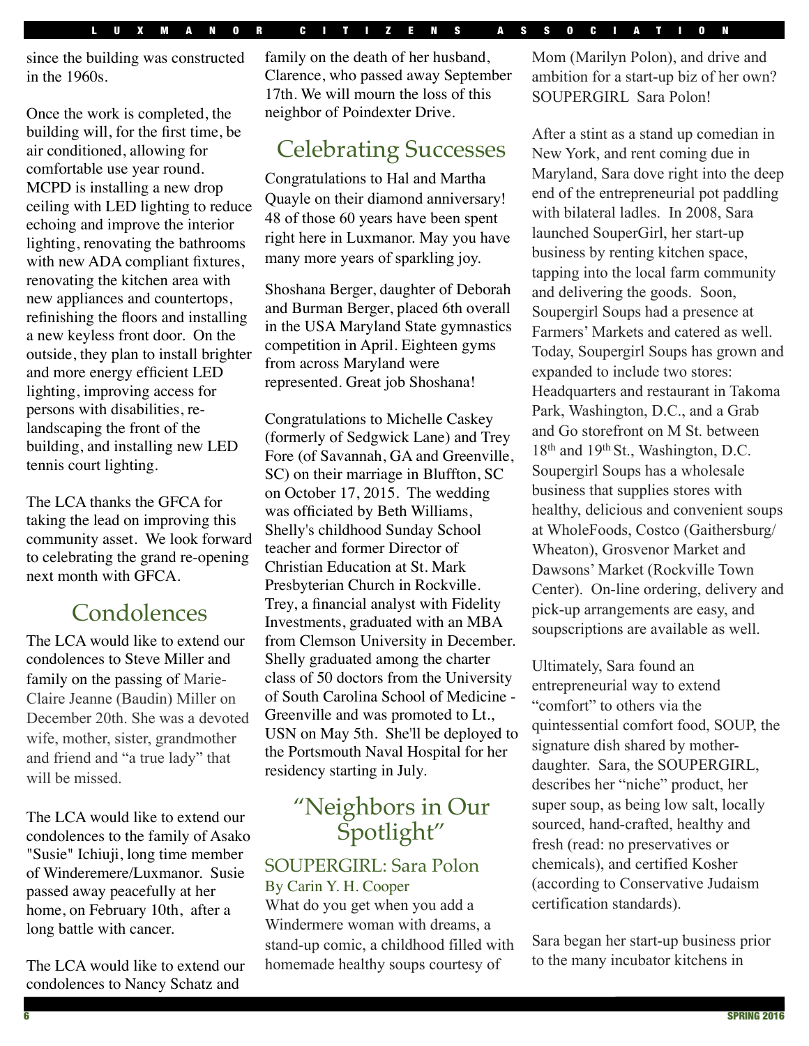since the building was constructed in the 1960s.

Once the work is completed, the building will, for the first time, be air conditioned, allowing for comfortable use year round. MCPD is installing a new drop ceiling with LED lighting to reduce echoing and improve the interior lighting, renovating the bathrooms with new ADA compliant fixtures, renovating the kitchen area with new appliances and countertops, refinishing the floors and installing a new keyless front door. On the outside, they plan to install brighter and more energy efficient LED lighting, improving access for persons with disabilities, re-landscaping the front of the building, and installing new LED tennis court lighting.

The LCA thanks the GFCA for taking the lead on improving this community asset. We look forward to celebrating the grand re-opening next month with GFCA.

## Condolences

The LCA would like to extend our condolences to Steve Miller and family on the passing of Marie-Claire Jeanne (Baudin) Miller on December 20th. She was a devoted wife, mother, sister, grandmother and friend and “a true lady” that will be missed.

The LCA would like to extend our condolences to the family of Asako "Susie" Ichiuji, long time member of Winderemere/Luxmanor. Susie passed away peacefully at her home, on February 10th, after a long battle with cancer.

The LCA would like to extend our condolences to Nancy Schatz and family on the death of her husband, Clarence, who passed away September 17th. We will mourn the loss of this neighbor of Poindexter Drive.

## Celebrating Successes

Congratulations to Hal and Martha Quayle on their diamond anniversary! 48 of those 60 years have been spent right here in Luxmanor. May you have many more years of sparkling joy.

Shoshana Berger, daughter of Deborah and Burman Berger, placed 6th overall in the USA Maryland State gymnastics competition in April. Eighteen gyms from across Maryland were represented. Great job Shoshana!

Congratulations to Michelle Caskey (formerly of Sedgwick Lane) and Trey Fore (of Savannah, GA and Greenville, SC) on their marriage in Bluffton, SC on October 17, 2015. The wedding was officiated by Beth Williams, Shelly's childhood Sunday School teacher and former Director of Christian Education at St. Mark Presbyterian Church in Rockville. Trey, a financial analyst with Fidelity Investments, graduated with an MBA from Clemson University in December. Shelly graduated among the charter class of 50 doctors from the University of South Carolina School of Medicine - Greenville and was promoted to Lt., USN on May 5th. She'll be deployed to the Portsmouth Naval Hospital for her residency starting in July.

## “Neighbors in Our Spotlight”

### SOUPERGIRL: Sara Polon

By Carin Y. H. Cooper

What do you get when you add a Windermere woman with dreams, a stand-up comic, a childhood filled with homemade healthy soups courtesy of Mom (Marilyn Polon), and drive and ambition for a start-up biz of her own? SOUPERGIRL Sara Polon!

After a stint as a stand up comedian in New York, and rent coming due in Maryland, Sara dove right into the deep end of the entrepreneurial pot paddling with bilateral ladles. In 2008, Sara launched SouperGirl, her start-up business by renting kitchen space, tapping into the local farm community and delivering the goods. Soon, Soupergirl Soups had a presence at Farmers’ Markets and catered as well. Today, Soupergirl Soups has grown and expanded to include two stores: Headquarters and restaurant in Takoma Park, Washington, D.C., and a Grab and Go storefront on M St. between 18th and 19th St., Washington, D.C. Soupergirl Soups has a wholesale business that supplies stores with healthy, delicious and convenient soups at WholeFoods, Costco (Gaithersburg/Wheaton), Grosvenor Market and Dawsons’ Market (Rockville Town Center). On-line ordering, delivery and pick-up arrangements are easy, and soupscriptions are available as well.

Ultimately, Sara found an entrepreneurial way to extend “comfort” to others via the quintessential comfort food, SOUP, the signature dish shared by mother-daughter. Sara, the SOUPERGIRL, describes her “niche” product, her super soup, as being low salt, locally sourced, hand-crafted, healthy and fresh (read: no preservatives or chemicals), and certified Kosher (according to Conservative Judaism certification standards).

Sara began her start-up business prior to the many incubator kitchens in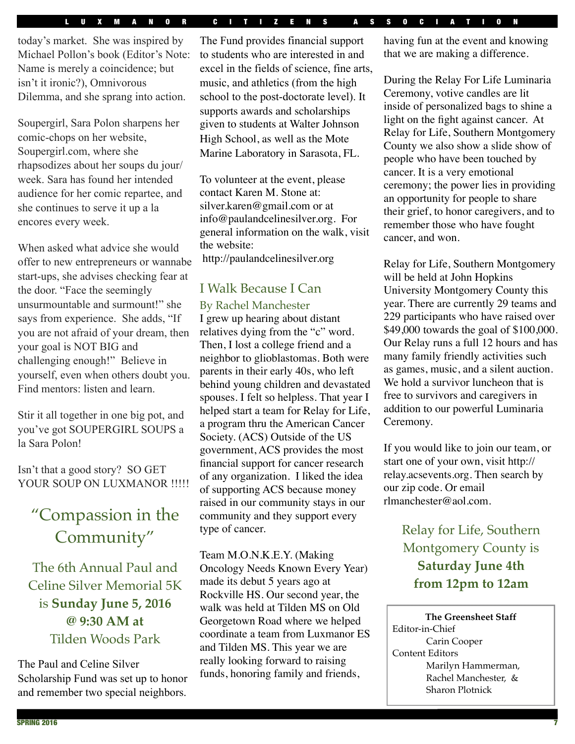today's market. She was inspired by Michael Pollon's book (Editor's Note: Name is merely a coincidence; but isn't it ironic?), Omnivorous Dilemma, and she sprang into action.

Soupergirl, Sara Polon sharpens her comic-chops on her website, Soupergirl.com, where she rhapsodizes about her soups du jour/ week. Sara has found her intended audience for her comic repartee, and she continues to serve it up a la encores every week.

When asked what advice she would offer to new entrepreneurs or wannabe start-ups, she advises checking fear at the door. "Face the seemingly unsurmountable and surmount!" she says from experience. She adds, "If you are not afraid of your dream, then your goal is NOT BIG and challenging enough!" Believe in yourself, even when others doubt you. Find mentors: listen and learn.

Stir it all together in one big pot, and you've got SOUPERGIRL SOUPS a la Sara Polon!

Isn't that a good story? SO GET YOUR SOUP ON LUXMANOR !!!!!

## "Compassion in the Community"

### The 6th Annual Paul and Celine Silver Memorial 5K is **Sunday June 5, 2016 @ 9:30 AM at** Tilden Woods Park

The Paul and Celine Silver Scholarship Fund was set up to honor and remember two special neighbors. The Fund provides financial support to students who are interested in and excel in the fields of science, fine arts, music, and athletics (from the high school to the post-doctorate level). It supports awards and scholarships given to students at Walter Johnson High School, as well as the Mote Marine Laboratory in Sarasota, FL.

To volunteer at the event, please contact Karen M. Stone at: silver.karen@gmail.com or at info@paulandcelinesilver.org. For general information on the walk, visit the website:
http://paulandcelinesilver.org

## I Walk Because I Can

### By Rachel Manchester

I grew up hearing about distant relatives dying from the "c" word. Then, I lost a college friend and a neighbor to glioblastomas. Both were parents in their early 40s, who left behind young children and devastated spouses. I felt so helpless. That year I helped start a team for Relay for Life, a program thru the American Cancer Society. (ACS) Outside of the US government, ACS provides the most financial support for cancer research of any organization. I liked the idea of supporting ACS because money raised in our community stays in our community and they support every type of cancer.

Team M.O.N.K.E.Y. (Making Oncology Needs Known Every Year) made its debut 5 years ago at Rockville HS. Our second year, the walk was held at Tilden MS on Old Georgetown Road where we helped coordinate a team from Luxmanor ES and Tilden MS. This year we are really looking forward to raising funds, honoring family and friends, having fun at the event and knowing that we are making a difference.

During the Relay For Life Luminaria Ceremony, votive candles are lit inside of personalized bags to shine a light on the fight against cancer. At Relay for Life, Southern Montgomery County we also show a slide show of people who have been touched by cancer. It is a very emotional ceremony; the power lies in providing an opportunity for people to share their grief, to honor caregivers, and to remember those who have fought cancer, and won.

Relay for Life, Southern Montgomery will be held at John Hopkins University Montgomery County this year. There are currently 29 teams and 229 participants who have raised over $49,000 towards the goal of $100,000. Our Relay runs a full 12 hours and has many family friendly activities such as games, music, and a silent auction. We hold a survivor luncheon that is free to survivors and caregivers in addition to our powerful Luminaria Ceremony.

If you would like to join our team, or start one of your own, visit http://relay.acsevents.org. Then search by our zip code. Or email rlmanchester@aol.com.

### Relay for Life, Southern Montgomery County is **Saturday June 4th from 12pm to 12am**

**The Greensheet Staff**
Editor-in-Chief
Carin Cooper
Content Editors
Marilyn Hammerman, Rachel Manchester, & Sharon Plotnick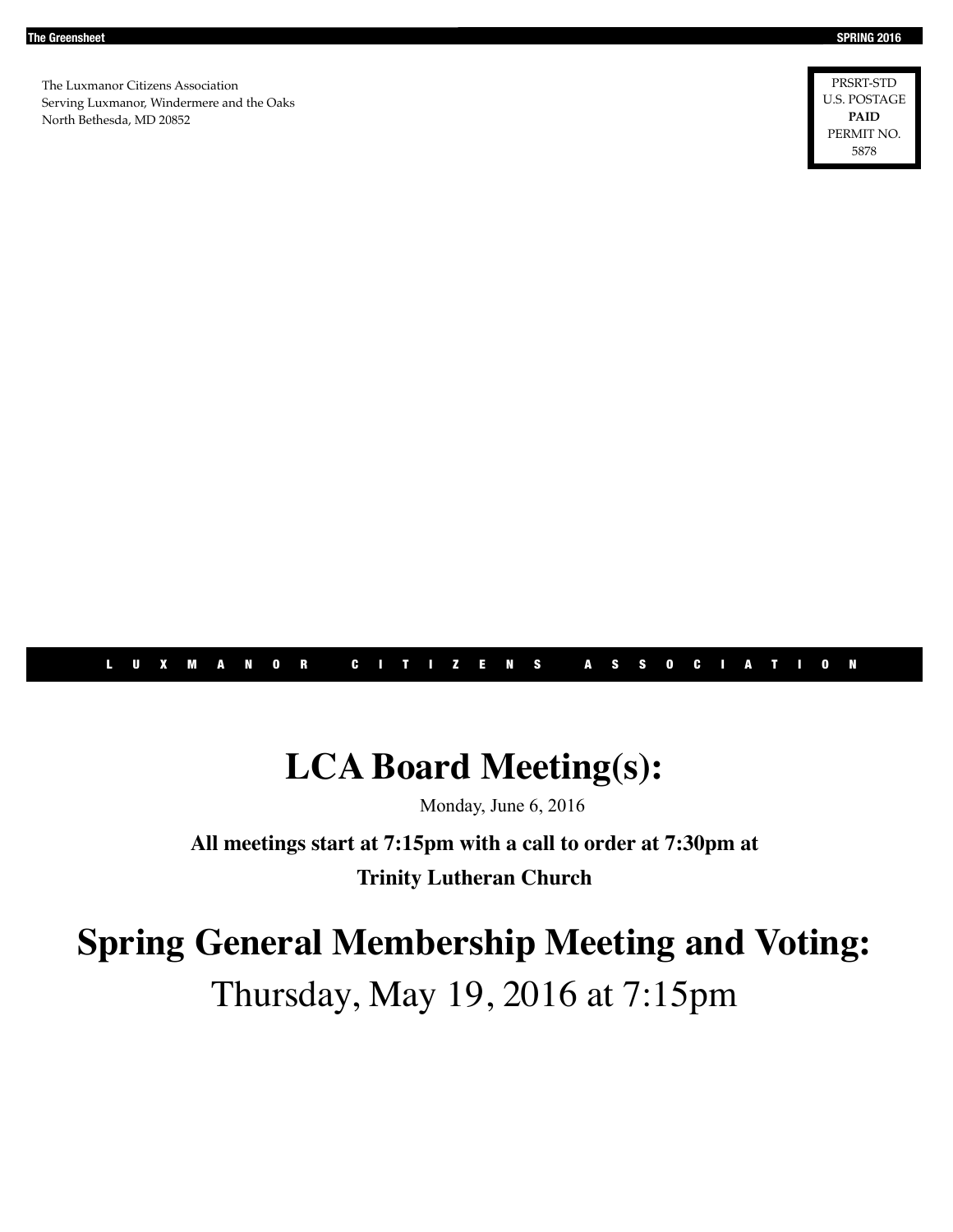The Luxmanor Citizens Association
Serving Luxmanor, Windermere and the Oaks
North Bethesda, MD 20852

PRSRT-STD
U.S. POSTAGE
**PAID**
PERMIT NO.
5878

**LUXMANOR CITIZENS ASSOCIATION**

# LCA Board Meeting(s):

Monday, June 6, 2016

**All meetings start at 7:15pm with a call to order at 7:30pm at**

**Trinity Lutheran Church**

# Spring General Membership Meeting and Voting:

Thursday, May 19, 2016 at 7:15pm